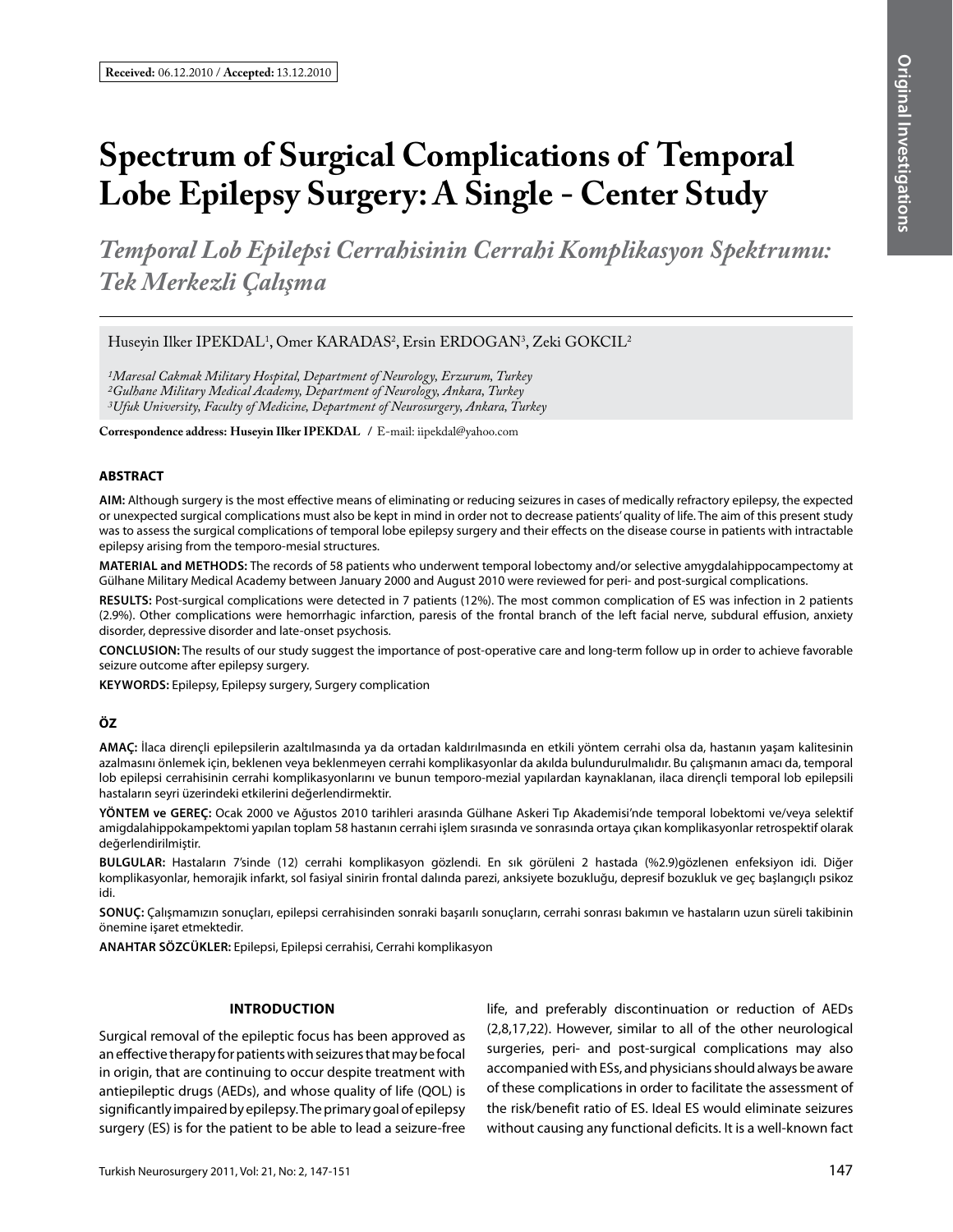**Received:** 06.12.2010 / **Accepted:** 13.12.2010

Original Investigations

# Spectrum of Surgical Complications of Temporal Lobe Epilepsy Surgery: A Single - Center Study

## *Temporal Lob Epilepsi Cerrahisinin Cerrahi Komplikasyon Spektrumu: Tek Merkezli Çalışma*

Huseyin Ilker IPEKDAL[1], Omer KARADAS[2], Ersin ERDOGAN[3], Zeki GOKCIL[2]

*[1]Maresal Cakmak Military Hospital, Department of Neurology, Erzurum, Turkey*
*[2]Gulhane Military Medical Academy, Department of Neurology, Ankara, Turkey*
*[3]Ufuk University, Faculty of Medicine, Department of Neurosurgery, Ankara, Turkey*

**Correspondence address: Huseyin Ilker IPEKDAL** / E-mail: iipekdal@yahoo.com

### ABSTRACT

**AIM:** Although surgery is the most effective means of eliminating or reducing seizures in cases of medically refractory epilepsy, the expected or unexpected surgical complications must also be kept in mind in order not to decrease patients' quality of life. The aim of this present study was to assess the surgical complications of temporal lobe epilepsy surgery and their effects on the disease course in patients with intractable epilepsy arising from the temporo-mesial structures.

**MATERIAL and METHODS:** The records of 58 patients who underwent temporal lobectomy and/or selective amygdalahippocampectomy at Gülhane Military Medical Academy between January 2000 and August 2010 were reviewed for peri- and post-surgical complications.

**RESULTS:** Post-surgical complications were detected in 7 patients (12%). The most common complication of ES was infection in 2 patients (2.9%). Other complications were hemorrhagic infarction, paresis of the frontal branch of the left facial nerve, subdural effusion, anxiety disorder, depressive disorder and late-onset psychosis.

**CONCLUSION:** The results of our study suggest the importance of post-operative care and long-term follow up in order to achieve favorable seizure outcome after epilepsy surgery.

**KEYWORDS:** Epilepsy, Epilepsy surgery, Surgery complication

### ÖZ

**AMAÇ:** İlaca dirençli epilepsilerin azaltılmasında ya da ortadan kaldırılmasında en etkili yöntem cerrahi olsa da, hastanın yaşam kalitesinin azalmasını önlemek için, beklenen veya beklenmeyen cerrahi komplikasyonlar da akılda bulundurulmalıdır. Bu çalışmanın amacı da, temporal lob epilepsi cerrahisinin cerrahi komplikasyonlarını ve bunun temporo-mezial yapılardan kaynaklanan, ilaca dirençli temporal lob epilepsili hastaların seyri üzerindeki etkilerini değerlendirmektir.

**YÖNTEM ve GEREÇ:** Ocak 2000 ve Ağustos 2010 tarihleri arasında Gülhane Askeri Tıp Akademisi'nde temporal lobektomi ve/veya selektif amigdalahippokampektomi yapılan toplam 58 hastanın cerrahi işlem sırasında ve sonrasında ortaya çıkan komplikasyonlar retrospektif olarak değerlendirilmiştir.

**BULGULAR:** Hastaların 7'sinde (12) cerrahi komplikasyon gözlendi. En sık görüleni 2 hastada (%2.9)gözlenen enfeksiyon idi. Diğer komplikasyonlar, hemorajik infarkt, sol fasiyal sinirin frontal dalında parezi, anksiyete bozukluğu, depresif bozukluk ve geç başlangıçlı psikoz idi.

**SONUÇ:** Çalışmamızın sonuçları, epilepsi cerrahisinden sonraki başarılı sonuçların, cerrahi sonrası bakımın ve hastaların uzun süreli takibinin önemine işaret etmektedir.

**ANAHTAR SÖZCÜKLER:** Epilepsi, Epilepsi cerrahisi, Cerrahi komplikasyon

### INTRODUCTION

Surgical removal of the epileptic focus has been approved as an effective therapy for patients with seizures that may be focal in origin, that are continuing to occur despite treatment with antiepileptic drugs (AEDs), and whose quality of life (QOL) is significantly impaired by epilepsy. The primary goal of epilepsy surgery (ES) is for the patient to be able to lead a seizure-free life, and preferably discontinuation or reduction of AEDs (2,8,17,22). However, similar to all of the other neurological surgeries, peri- and post-surgical complications may also accompanied with ESs, and physicians should always be aware of these complications in order to facilitate the assessment of the risk/benefit ratio of ES. Ideal ES would eliminate seizures without causing any functional deficits. It is a well-known fact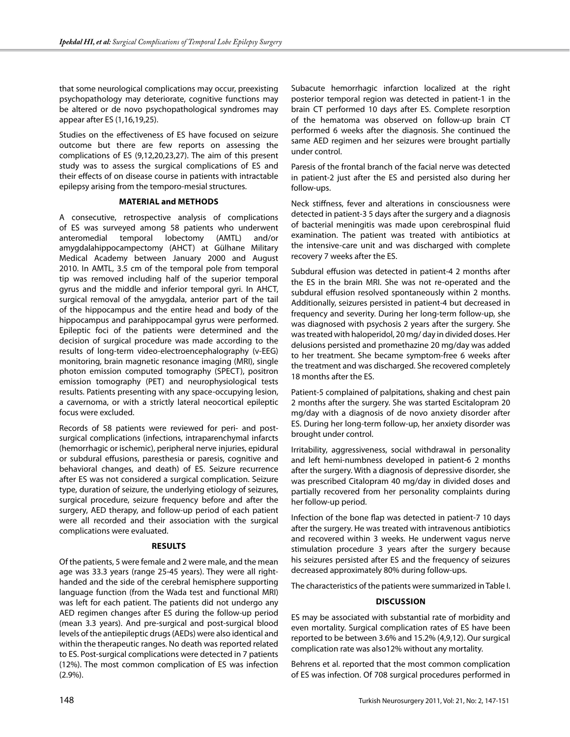that some neurological complications may occur, preexisting psychopathology may deteriorate, cognitive functions may be altered or de novo psychopathological syndromes may appear after ES (1,16,19,25).

Studies on the effectiveness of ES have focused on seizure outcome but there are few reports on assessing the complications of ES (9,12,20,23,27). The aim of this present study was to assess the surgical complications of ES and their effects of on disease course in patients with intractable epilepsy arising from the temporo-mesial structures.

## MATERIAL and METHODS

A consecutive, retrospective analysis of complications of ES was surveyed among 58 patients who underwent anteromedial temporal lobectomy (AMTL) and/or amygdalahippocampectomy (AHCT) at Gülhane Military Medical Academy between January 2000 and August 2010. In AMTL, 3.5 cm of the temporal pole from temporal tip was removed including half of the superior temporal gyrus and the middle and inferior temporal gyri. In AHCT, surgical removal of the amygdala, anterior part of the tail of the hippocampus and the entire head and body of the hippocampus and parahippocampal gyrus were performed. Epileptic foci of the patients were determined and the decision of surgical procedure was made according to the results of long-term video-electroencephalography (v-EEG) monitoring, brain magnetic resonance imaging (MRI), single photon emission computed tomography (SPECT), positron emission tomography (PET) and neurophysiological tests results. Patients presenting with any space-occupying lesion, a cavernoma, or with a strictly lateral neocortical epileptic focus were excluded.

Records of 58 patients were reviewed for peri- and post-surgical complications (infections, intraparenchymal infarcts (hemorrhagic or ischemic), peripheral nerve injuries, epidural or subdural effusions, paresthesia or paresis, cognitive and behavioral changes, and death) of ES. Seizure recurrence after ES was not considered a surgical complication. Seizure type, duration of seizure, the underlying etiology of seizures, surgical procedure, seizure frequency before and after the surgery, AED therapy, and follow-up period of each patient were all recorded and their association with the surgical complications were evaluated.

## RESULTS

Of the patients, 5 were female and 2 were male, and the mean age was 33.3 years (range 25-45 years). They were all right-handed and the side of the cerebral hemisphere supporting language function (from the Wada test and functional MRI) was left for each patient. The patients did not undergo any AED regimen changes after ES during the follow-up period (mean 3.3 years). And pre-surgical and post-surgical blood levels of the antiepileptic drugs (AEDs) were also identical and within the therapeutic ranges. No death was reported related to ES. Post-surgical complications were detected in 7 patients (12%). The most common complication of ES was infection (2.9%).

Subacute hemorrhagic infarction localized at the right posterior temporal region was detected in patient-1 in the brain CT performed 10 days after ES. Complete resorption of the hematoma was observed on follow-up brain CT performed 6 weeks after the diagnosis. She continued the same AED regimen and her seizures were brought partially under control.

Paresis of the frontal branch of the facial nerve was detected in patient-2 just after the ES and persisted also during her follow-ups.

Neck stiffness, fever and alterations in consciousness were detected in patient-3 5 days after the surgery and a diagnosis of bacterial meningitis was made upon cerebrospinal fluid examination. The patient was treated with antibiotics at the intensive-care unit and was discharged with complete recovery 7 weeks after the ES.

Subdural effusion was detected in patient-4 2 months after the ES in the brain MRI. She was not re-operated and the subdural effusion resolved spontaneously within 2 months. Additionally, seizures persisted in patient-4 but decreased in frequency and severity. During her long-term follow-up, she was diagnosed with psychosis 2 years after the surgery. She was treated with haloperidol, 20 mg/ day in divided doses. Her delusions persisted and promethazine 20 mg/day was added to her treatment. She became symptom-free 6 weeks after the treatment and was discharged. She recovered completely 18 months after the ES.

Patient-5 complained of palpitations, shaking and chest pain 2 months after the surgery. She was started Escitalopram 20 mg/day with a diagnosis of de novo anxiety disorder after ES. During her long-term follow-up, her anxiety disorder was brought under control.

Irritability, aggressiveness, social withdrawal in personality and left hemi-numbness developed in patient-6 2 months after the surgery. With a diagnosis of depressive disorder, she was prescribed Citalopram 40 mg/day in divided doses and partially recovered from her personality complaints during her follow-up period.

Infection of the bone flap was detected in patient-7 10 days after the surgery. He was treated with intravenous antibiotics and recovered within 3 weeks. He underwent vagus nerve stimulation procedure 3 years after the surgery because his seizures persisted after ES and the frequency of seizures decreased approximately 80% during follow-ups.

The characteristics of the patients were summarized in Table I.

## DISCUSSION

ES may be associated with substantial rate of morbidity and even mortality. Surgical complication rates of ES have been reported to be between 3.6% and 15.2% (4,9,12). Our surgical complication rate was also12% without any mortality.

Behrens et al. reported that the most common complication of ES was infection. Of 708 surgical procedures performed in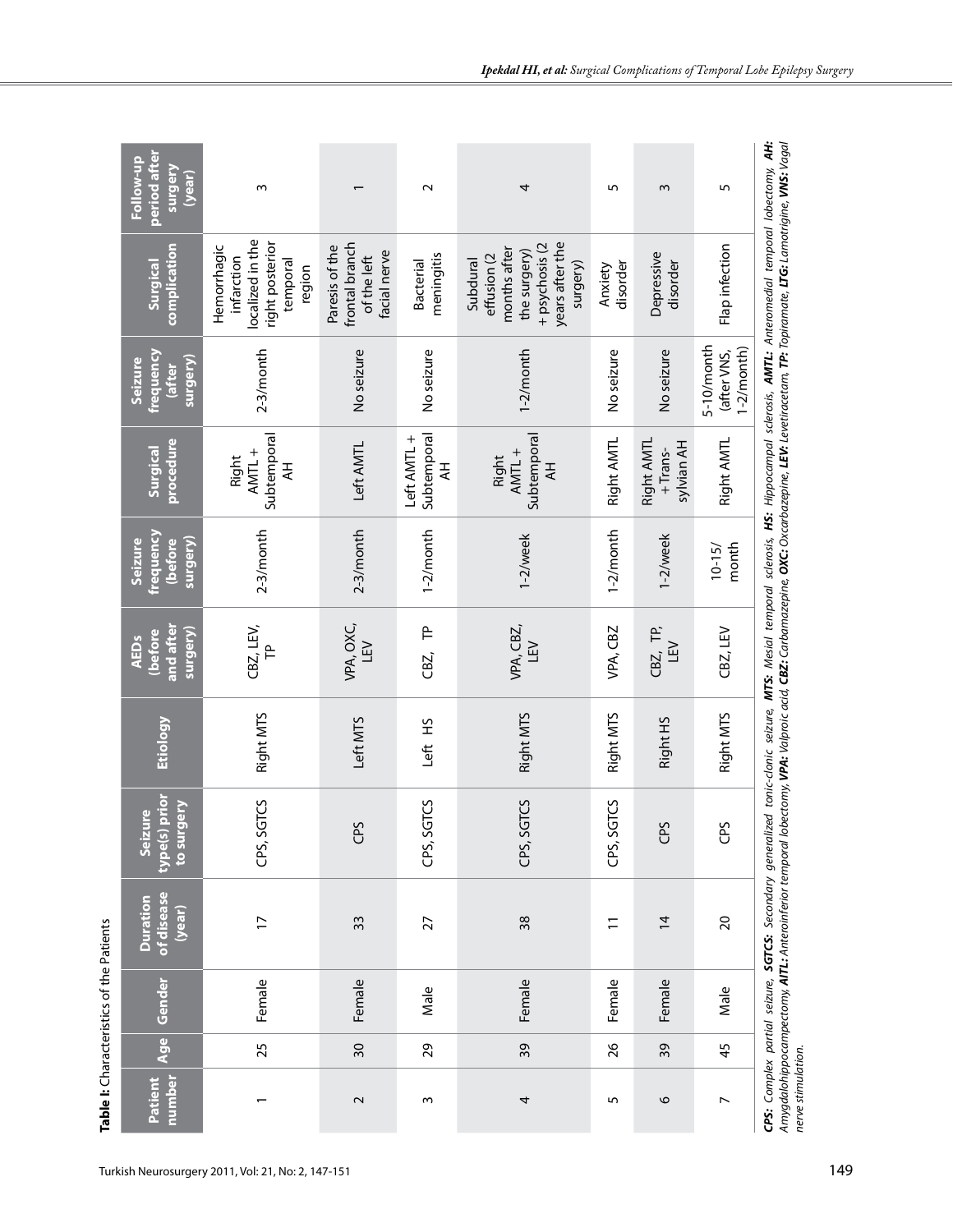**Table I:** Characteristics of the Patients

| Patient number | Age | Gender | Duration of disease (year) | Seizure type(s) prior to surgery | Etiology | AEDs (before and after surgery) | Seizure frequency (before surgery) | Surgical procedure | Seizure frequency (after surgery) | Surgical complication | Follow-up period after surgery (year) |
|---|---|---|---|---|---|---|---|---|---|---|---|
| 1 | 25 | Female | 17 | CPS, SGTCS | Right MTS | CBZ, LEV, TP | 2-3/month | Right AMTL + Subtemporal AH | 2-3/month | Hemorrhagic infarction localized in the right posterior temporal region | 3 |
| 2 | 30 | Female | 33 | CPS | Left MTS | VPA, OXC, LEV | 2-3/month | Left AMTL | No seizure | Paresis of the frontal branch of the left facial nerve | 1 |
| 3 | 29 | Male | 27 | CPS, SGTCS | Left HS | CBZ, TP | 1-2/month | Left AMTL + Subtemporal AH | No seizure | Bacterial meningitis | 2 |
| 4 | 39 | Female | 38 | CPS, SGTCS | Right MTS | VPA, CBZ, LEV | 1-2/week | Right AMTL + Subtemporal AH | 1-2/month | Subdural effusion (2 months after the surgery) + psychosis (2 years after the surgery) | 4 |
| 5 | 26 | Female | 11 | CPS, SGTCS | Right MTS | VPA, CBZ | 1-2/month | Right AMTL | No seizure | Anxiety disorder | 5 |
| 6 | 39 | Female | 14 | CPS | Right HS | CBZ, TP, LEV | 1-2/week | Right AMTL + Trans-sylvian AH | No seizure | Depressive disorder | 3 |
| 7 | 45 | Male | 20 | CPS | Right MTS | CBZ, LEV | 10-15/month | Right AMTL | 5-10/month (after VNS, 1-2/month) | Flap infection | 5 |

***CPS:*** *Complex partial seizure,* ***SGTCS:*** *Secondary generalized tonic-clonic seizure,* ***MTS:*** *Mesial temporal sclerosis,* ***HS:*** *Hippocampal sclerosis,* ***AMTL:*** *Anteromedial temporal lobectomy,* ***AH:*** *Amygdalohippocampectomy,* ***AITL:*** *Anteroinferior temporal lobectomy,* ***VPA:*** *Valproic acid,* ***CBZ:*** *Carbamazepine,* ***OXC:*** *Oxcarbazepine,* ***LEV:*** *Levetiracetam,* ***TP:*** *Topiramate,* ***LTG:*** *Lamotrigine,* ***VNS:*** *Vagal nerve stimulation.*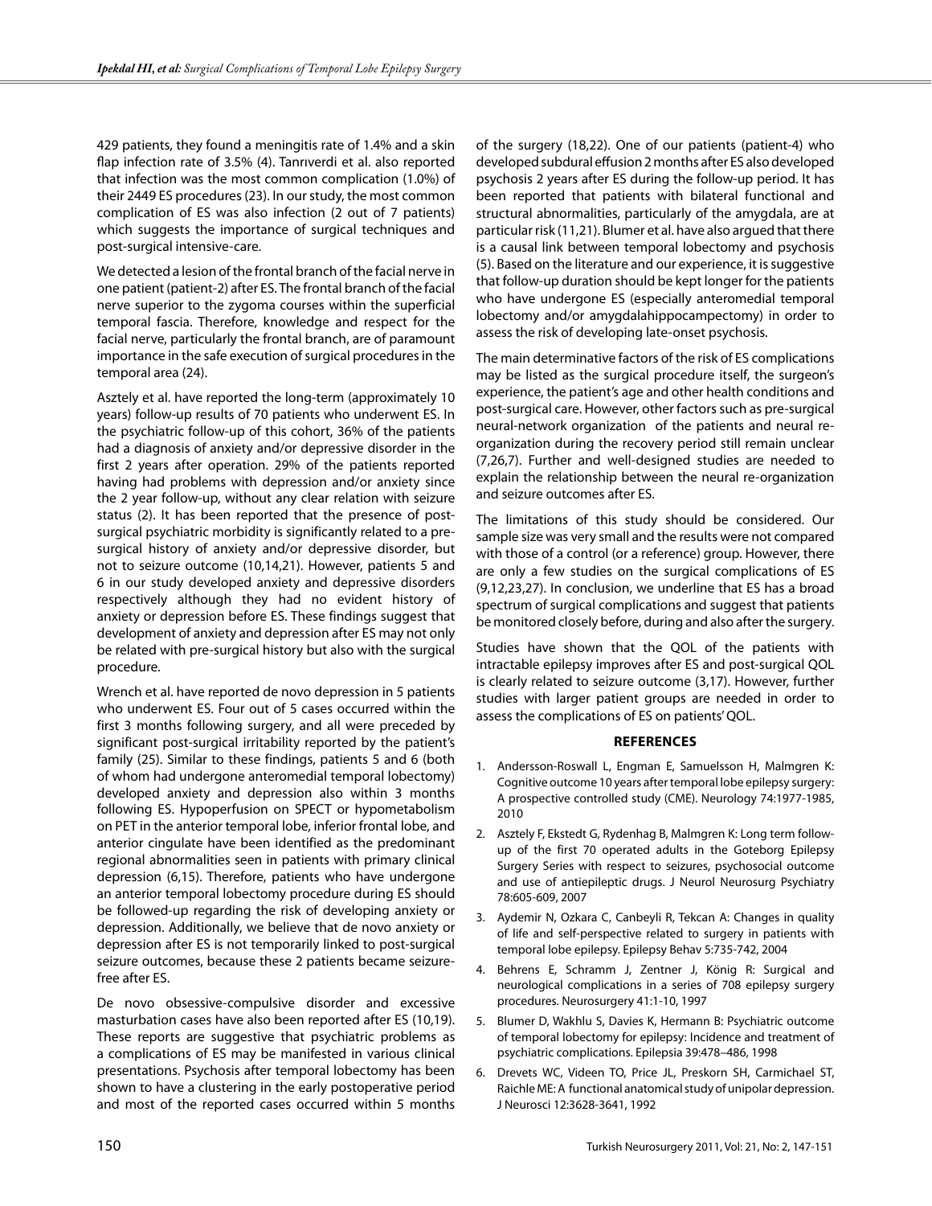429 patients, they found a meningitis rate of 1.4% and a skin flap infection rate of 3.5% (4). Tanrıverdi et al. also reported that infection was the most common complication (1.0%) of their 2449 ES procedures (23). In our study, the most common complication of ES was also infection (2 out of 7 patients) which suggests the importance of surgical techniques and post-surgical intensive-care.

We detected a lesion of the frontal branch of the facial nerve in one patient (patient-2) after ES. The frontal branch of the facial nerve superior to the zygoma courses within the superficial temporal fascia. Therefore, knowledge and respect for the facial nerve, particularly the frontal branch, are of paramount importance in the safe execution of surgical procedures in the temporal area (24).

Asztely et al. have reported the long-term (approximately 10 years) follow-up results of 70 patients who underwent ES. In the psychiatric follow-up of this cohort, 36% of the patients had a diagnosis of anxiety and/or depressive disorder in the first 2 years after operation. 29% of the patients reported having had problems with depression and/or anxiety since the 2 year follow-up, without any clear relation with seizure status (2). It has been reported that the presence of post-surgical psychiatric morbidity is significantly related to a pre-surgical history of anxiety and/or depressive disorder, but not to seizure outcome (10,14,21). However, patients 5 and 6 in our study developed anxiety and depressive disorders respectively although they had no evident history of anxiety or depression before ES. These findings suggest that development of anxiety and depression after ES may not only be related with pre-surgical history but also with the surgical procedure.

Wrench et al. have reported de novo depression in 5 patients who underwent ES. Four out of 5 cases occurred within the first 3 months following surgery, and all were preceded by significant post-surgical irritability reported by the patient's family (25). Similar to these findings, patients 5 and 6 (both of whom had undergone anteromedial temporal lobectomy) developed anxiety and depression also within 3 months following ES. Hypoperfusion on SPECT or hypometabolism on PET in the anterior temporal lobe, inferior frontal lobe, and anterior cingulate have been identified as the predominant regional abnormalities seen in patients with primary clinical depression (6,15). Therefore, patients who have undergone an anterior temporal lobectomy procedure during ES should be followed-up regarding the risk of developing anxiety or depression. Additionally, we believe that de novo anxiety or depression after ES is not temporarily linked to post-surgical seizure outcomes, because these 2 patients became seizure-free after ES.

De novo obsessive-compulsive disorder and excessive masturbation cases have also been reported after ES (10,19). These reports are suggestive that psychiatric problems as a complications of ES may be manifested in various clinical presentations. Psychosis after temporal lobectomy has been shown to have a clustering in the early postoperative period and most of the reported cases occurred within 5 months of the surgery (18,22). One of our patients (patient-4) who developed subdural effusion 2 months after ES also developed psychosis 2 years after ES during the follow-up period. It has been reported that patients with bilateral functional and structural abnormalities, particularly of the amygdala, are at particular risk (11,21). Blumer et al. have also argued that there is a causal link between temporal lobectomy and psychosis (5). Based on the literature and our experience, it is suggestive that follow-up duration should be kept longer for the patients who have undergone ES (especially anteromedial temporal lobectomy and/or amygdalahippocampectomy) in order to assess the risk of developing late-onset psychosis.

The main determinative factors of the risk of ES complications may be listed as the surgical procedure itself, the surgeon's experience, the patient's age and other health conditions and post-surgical care. However, other factors such as pre-surgical neural-network organization of the patients and neural re-organization during the recovery period still remain unclear (7,26,7). Further and well-designed studies are needed to explain the relationship between the neural re-organization and seizure outcomes after ES.

The limitations of this study should be considered. Our sample size was very small and the results were not compared with those of a control (or a reference) group. However, there are only a few studies on the surgical complications of ES (9,12,23,27). In conclusion, we underline that ES has a broad spectrum of surgical complications and suggest that patients be monitored closely before, during and also after the surgery.

Studies have shown that the QOL of the patients with intractable epilepsy improves after ES and post-surgical QOL is clearly related to seizure outcome (3,17). However, further studies with larger patient groups are needed in order to assess the complications of ES on patients' QOL.

## REFERENCES

1. Andersson-Roswall L, Engman E, Samuelsson H, Malmgren K: Cognitive outcome 10 years after temporal lobe epilepsy surgery: A prospective controlled study (CME). Neurology 74:1977-1985, 2010
2. Asztely F, Ekstedt G, Rydenhag B, Malmgren K: Long term follow-up of the first 70 operated adults in the Goteborg Epilepsy Surgery Series with respect to seizures, psychosocial outcome and use of antiepileptic drugs. J Neurol Neurosurg Psychiatry 78:605-609, 2007
3. Aydemir N, Ozkara C, Canbeyli R, Tekcan A: Changes in quality of life and self-perspective related to surgery in patients with temporal lobe epilepsy. Epilepsy Behav 5:735-742, 2004
4. Behrens E, Schramm J, Zentner J, König R: Surgical and neurological complications in a series of 708 epilepsy surgery procedures. Neurosurgery 41:1-10, 1997
5. Blumer D, Wakhlu S, Davies K, Hermann B: Psychiatric outcome of temporal lobectomy for epilepsy: Incidence and treatment of psychiatric complications. Epilepsia 39:478–486, 1998
6. Drevets WC, Videen TO, Price JL, Preskorn SH, Carmichael ST, Raichle ME: A functional anatomical study of unipolar depression. J Neurosci 12:3628-3641, 1992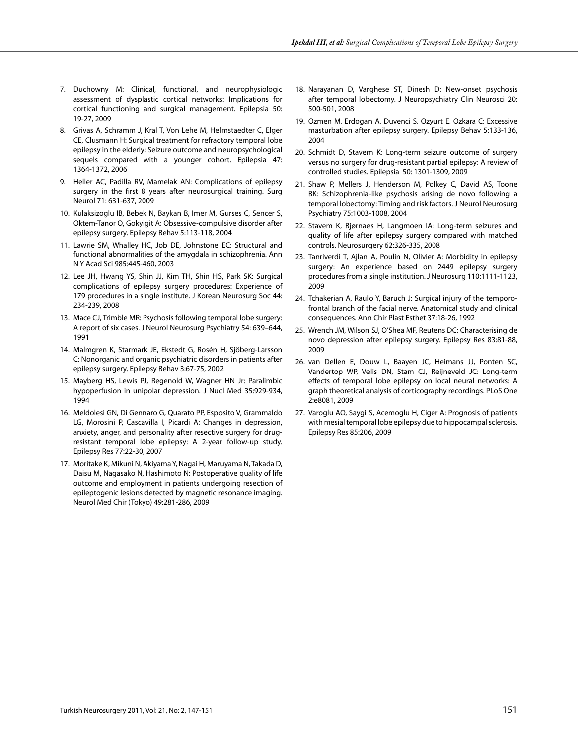7. Duchowny M: Clinical, functional, and neurophysiologic assessment of dysplastic cortical networks: Implications for cortical functioning and surgical management. Epilepsia 50: 19-27, 2009

8. Grivas A, Schramm J, Kral T, Von Lehe M, Helmstaedter C, Elger CE, Clusmann H: Surgical treatment for refractory temporal lobe epilepsy in the elderly: Seizure outcome and neuropsychological sequels compared with a younger cohort. Epilepsia 47: 1364-1372, 2006

9. Heller AC, Padilla RV, Mamelak AN: Complications of epilepsy surgery in the first 8 years after neurosurgical training. Surg Neurol 71: 631-637, 2009

10. Kulaksizoglu IB, Bebek N, Baykan B, Imer M, Gurses C, Sencer S, Oktem-Tanor O, Gokyigit A: Obsessive-compulsive disorder after epilepsy surgery. Epilepsy Behav 5:113-118, 2004

11. Lawrie SM, Whalley HC, Job DE, Johnstone EC: Structural and functional abnormalities of the amygdala in schizophrenia. Ann N Y Acad Sci 985:445-460, 2003

12. Lee JH, Hwang YS, Shin JJ, Kim TH, Shin HS, Park SK: Surgical complications of epilepsy surgery procedures: Experience of 179 procedures in a single institute. J Korean Neurosurg Soc 44: 234-239, 2008

13. Mace CJ, Trimble MR: Psychosis following temporal lobe surgery: A report of six cases. J Neurol Neurosurg Psychiatry 54: 639–644, 1991

14. Malmgren K, Starmark JE, Ekstedt G, Rosén H, Sjöberg-Larsson C: Nonorganic and organic psychiatric disorders in patients after epilepsy surgery. Epilepsy Behav 3:67-75, 2002

15. Mayberg HS, Lewis PJ, Regenold W, Wagner HN Jr: Paralimbic hypoperfusion in unipolar depression. J Nucl Med 35:929-934, 1994

16. Meldolesi GN, Di Gennaro G, Quarato PP, Esposito V, Grammaldo LG, Morosini P, Cascavilla I, Picardi A: Changes in depression, anxiety, anger, and personality after resective surgery for drug-resistant temporal lobe epilepsy: A 2-year follow-up study. Epilepsy Res 77:22-30, 2007

17. Moritake K, Mikuni N, Akiyama Y, Nagai H, Maruyama N, Takada D, Daisu M, Nagasako N, Hashimoto N: Postoperative quality of life outcome and employment in patients undergoing resection of epileptogenic lesions detected by magnetic resonance imaging. Neurol Med Chir (Tokyo) 49:281-286, 2009

18. Narayanan D, Varghese ST, Dinesh D: New-onset psychosis after temporal lobectomy. J Neuropsychiatry Clin Neurosci 20: 500-501, 2008

19. Ozmen M, Erdogan A, Duvenci S, Ozyurt E, Ozkara C: Excessive masturbation after epilepsy surgery. Epilepsy Behav 5:133-136, 2004

20. Schmidt D, Stavem K: Long-term seizure outcome of surgery versus no surgery for drug-resistant partial epilepsy: A review of controlled studies. Epilepsia 50: 1301-1309, 2009

21. Shaw P, Mellers J, Henderson M, Polkey C, David AS, Toone BK: Schizophrenia-like psychosis arising de novo following a temporal lobectomy: Timing and risk factors. J Neurol Neurosurg Psychiatry 75:1003-1008, 2004

22. Stavem K, Bjørnaes H, Langmoen IA: Long-term seizures and quality of life after epilepsy surgery compared with matched controls. Neurosurgery 62:326-335, 2008

23. Tanriverdi T, Ajlan A, Poulin N, Olivier A: Morbidity in epilepsy surgery: An experience based on 2449 epilepsy surgery procedures from a single institution. J Neurosurg 110:1111-1123, 2009

24. Tchakerian A, Raulo Y, Baruch J: Surgical injury of the temporo-frontal branch of the facial nerve. Anatomical study and clinical consequences. Ann Chir Plast Esthet 37:18-26, 1992

25. Wrench JM, Wilson SJ, O'Shea MF, Reutens DC: Characterising de novo depression after epilepsy surgery. Epilepsy Res 83:81-88, 2009

26. van Dellen E, Douw L, Baayen JC, Heimans JJ, Ponten SC, Vandertop WP, Velis DN, Stam CJ, Reijneveld JC: Long-term effects of temporal lobe epilepsy on local neural networks: A graph theoretical analysis of corticography recordings. PLoS One 2:e8081, 2009

27. Varoglu AO, Saygi S, Acemoglu H, Ciger A: Prognosis of patients with mesial temporal lobe epilepsy due to hippocampal sclerosis. Epilepsy Res 85:206, 2009